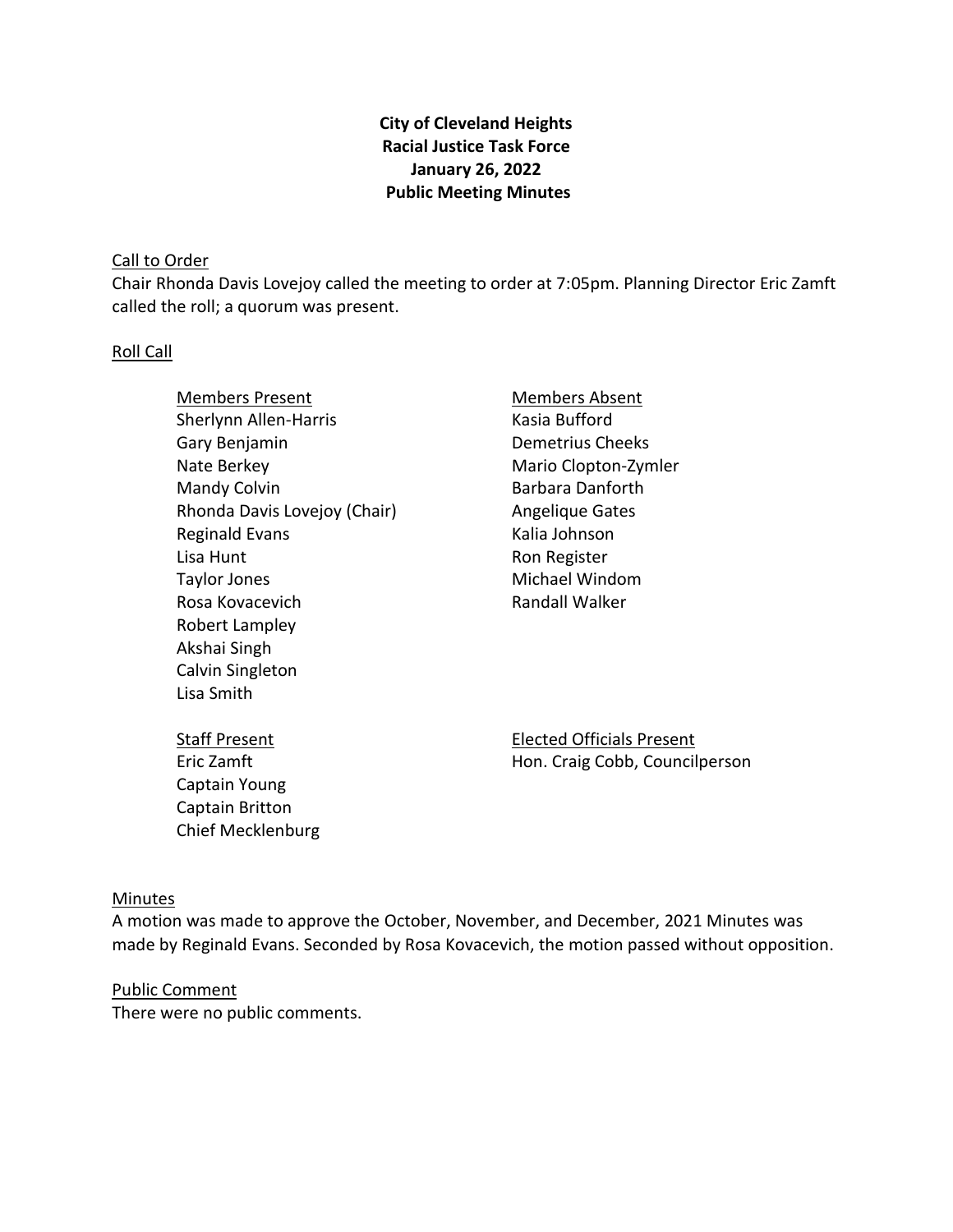**City of Cleveland Heights**
**Racial Justice Task Force**
**January 26, 2022**
**Public Meeting Minutes**

Call to Order

Chair Rhonda Davis Lovejoy called the meeting to order at 7:05pm. Planning Director Eric Zamft called the roll; a quorum was present.

Roll Call

Members Present
Sherlynn Allen-Harris
Gary Benjamin
Nate Berkey
Mandy Colvin
Rhonda Davis Lovejoy (Chair)
Reginald Evans
Lisa Hunt
Taylor Jones
Rosa Kovacevich
Robert Lampley
Akshai Singh
Calvin Singleton
Lisa Smith

Members Absent
Kasia Bufford
Demetrius Cheeks
Mario Clopton-Zymler
Barbara Danforth
Angelique Gates
Kalia Johnson
Ron Register
Michael Windom
Randall Walker

Staff Present
Eric Zamft
Captain Young
Captain Britton
Chief Mecklenburg

Elected Officials Present
Hon. Craig Cobb, Councilperson

Minutes

A motion was made to approve the October, November, and December, 2021 Minutes was made by Reginald Evans. Seconded by Rosa Kovacevich, the motion passed without opposition.

Public Comment

There were no public comments.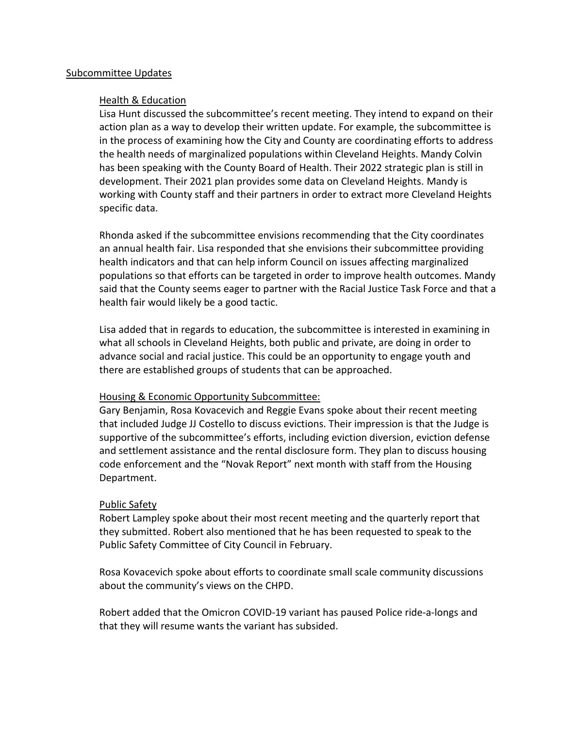## Subcommittee Updates

### Health & Education

Lisa Hunt discussed the subcommittee's recent meeting. They intend to expand on their action plan as a way to develop their written update. For example, the subcommittee is in the process of examining how the City and County are coordinating efforts to address the health needs of marginalized populations within Cleveland Heights. Mandy Colvin has been speaking with the County Board of Health. Their 2022 strategic plan is still in development. Their 2021 plan provides some data on Cleveland Heights. Mandy is working with County staff and their partners in order to extract more Cleveland Heights specific data.

Rhonda asked if the subcommittee envisions recommending that the City coordinates an annual health fair. Lisa responded that she envisions their subcommittee providing health indicators and that can help inform Council on issues affecting marginalized populations so that efforts can be targeted in order to improve health outcomes. Mandy said that the County seems eager to partner with the Racial Justice Task Force and that a health fair would likely be a good tactic.

Lisa added that in regards to education, the subcommittee is interested in examining in what all schools in Cleveland Heights, both public and private, are doing in order to advance social and racial justice. This could be an opportunity to engage youth and there are established groups of students that can be approached.

### Housing & Economic Opportunity Subcommittee:

Gary Benjamin, Rosa Kovacevich and Reggie Evans spoke about their recent meeting that included Judge JJ Costello to discuss evictions. Their impression is that the Judge is supportive of the subcommittee's efforts, including eviction diversion, eviction defense and settlement assistance and the rental disclosure form. They plan to discuss housing code enforcement and the "Novak Report" next month with staff from the Housing Department.

### Public Safety

Robert Lampley spoke about their most recent meeting and the quarterly report that they submitted. Robert also mentioned that he has been requested to speak to the Public Safety Committee of City Council in February.

Rosa Kovacevich spoke about efforts to coordinate small scale community discussions about the community's views on the CHPD.

Robert added that the Omicron COVID-19 variant has paused Police ride-a-longs and that they will resume wants the variant has subsided.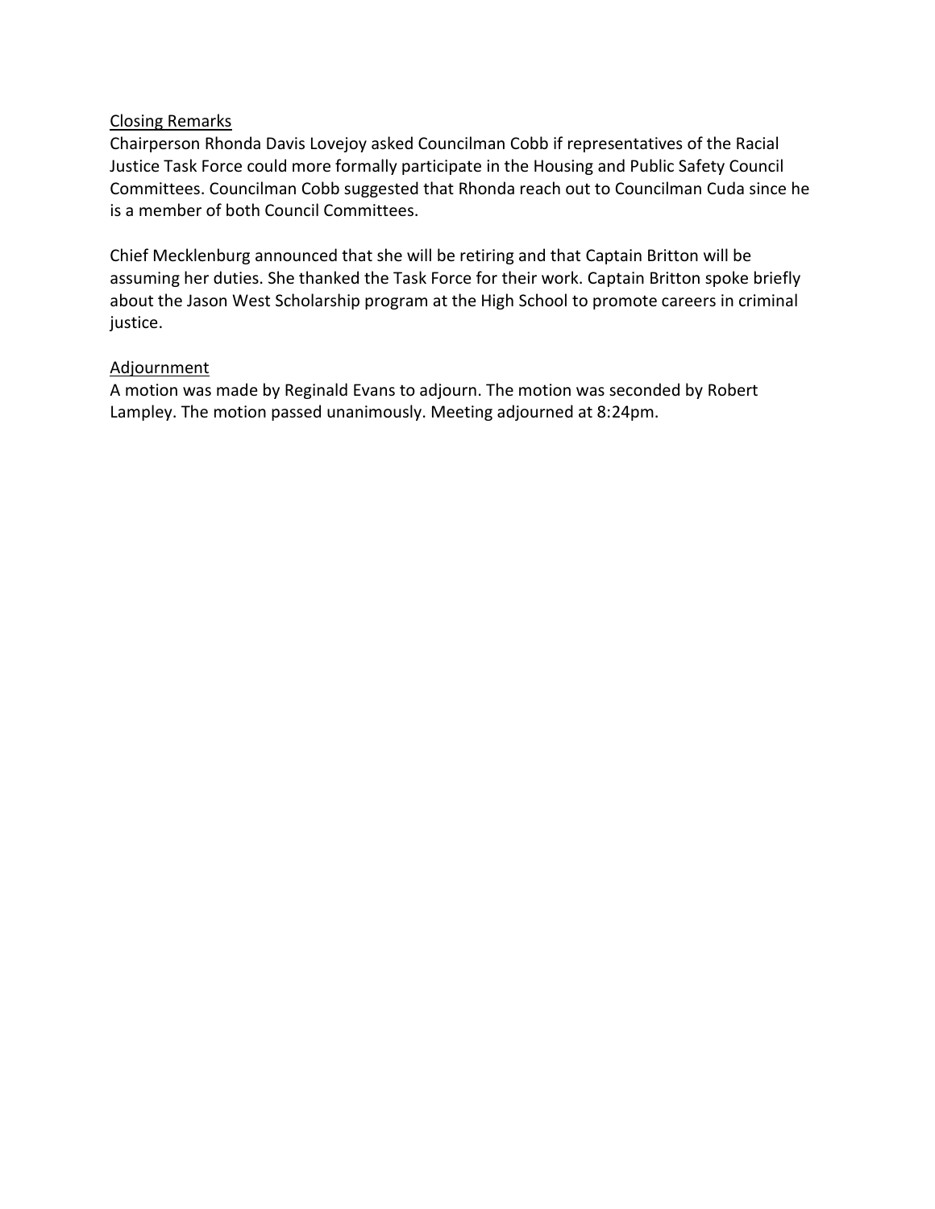Closing Remarks

Chairperson Rhonda Davis Lovejoy asked Councilman Cobb if representatives of the Racial Justice Task Force could more formally participate in the Housing and Public Safety Council Committees. Councilman Cobb suggested that Rhonda reach out to Councilman Cuda since he is a member of both Council Committees.

Chief Mecklenburg announced that she will be retiring and that Captain Britton will be assuming her duties. She thanked the Task Force for their work. Captain Britton spoke briefly about the Jason West Scholarship program at the High School to promote careers in criminal justice.

Adjournment

A motion was made by Reginald Evans to adjourn. The motion was seconded by Robert Lampley. The motion passed unanimously. Meeting adjourned at 8:24pm.